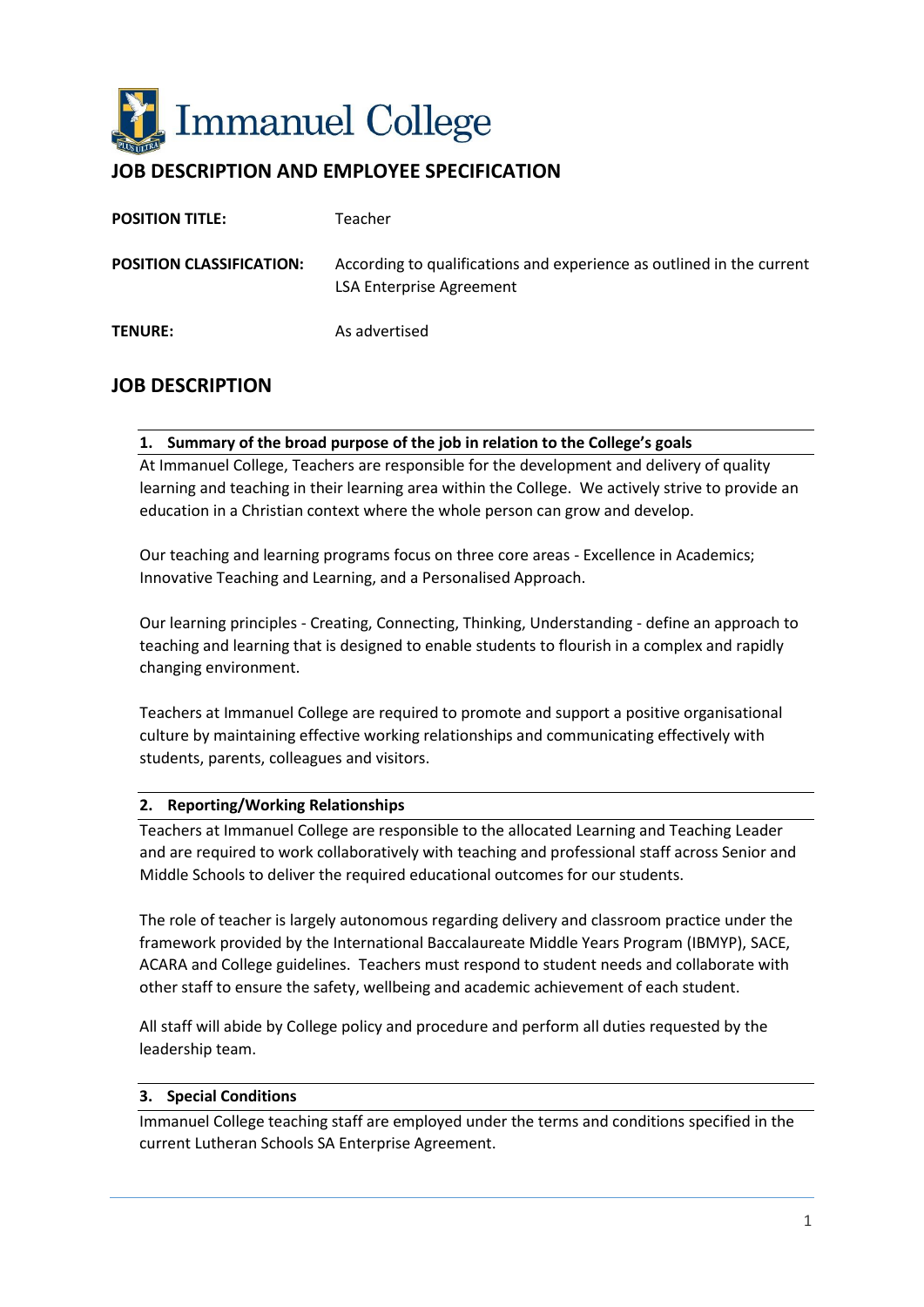# Immanuel College

## JOB DESCRIPTION AND EMPLOYEE SPECIFICATION

| | |
|---|---|
| **POSITION TITLE:** | Teacher |
| **POSITION CLASSIFICATION:** | According to qualifications and experience as outlined in the current LSA Enterprise Agreement |
| **TENURE:** | As advertised |

## JOB DESCRIPTION

### 1. Summary of the broad purpose of the job in relation to the College's goals

At Immanuel College, Teachers are responsible for the development and delivery of quality learning and teaching in their learning area within the College. We actively strive to provide an education in a Christian context where the whole person can grow and develop.

Our teaching and learning programs focus on three core areas - Excellence in Academics; Innovative Teaching and Learning, and a Personalised Approach.

Our learning principles - Creating, Connecting, Thinking, Understanding - define an approach to teaching and learning that is designed to enable students to flourish in a complex and rapidly changing environment.

Teachers at Immanuel College are required to promote and support a positive organisational culture by maintaining effective working relationships and communicating effectively with students, parents, colleagues and visitors.

### 2. Reporting/Working Relationships

Teachers at Immanuel College are responsible to the allocated Learning and Teaching Leader and are required to work collaboratively with teaching and professional staff across Senior and Middle Schools to deliver the required educational outcomes for our students.

The role of teacher is largely autonomous regarding delivery and classroom practice under the framework provided by the International Baccalaureate Middle Years Program (IBMYP), SACE, ACARA and College guidelines. Teachers must respond to student needs and collaborate with other staff to ensure the safety, wellbeing and academic achievement of each student.

All staff will abide by College policy and procedure and perform all duties requested by the leadership team.

### 3. Special Conditions

Immanuel College teaching staff are employed under the terms and conditions specified in the current Lutheran Schools SA Enterprise Agreement.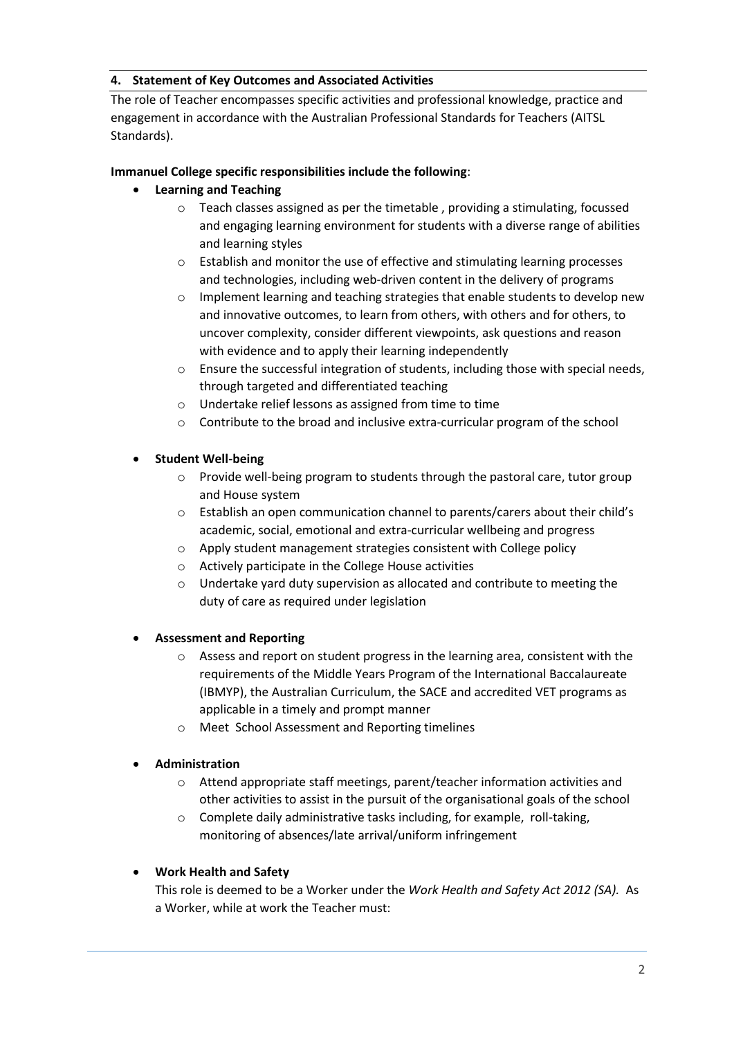## 4. Statement of Key Outcomes and Associated Activities

The role of Teacher encompasses specific activities and professional knowledge, practice and engagement in accordance with the Australian Professional Standards for Teachers (AITSL Standards).

**Immanuel College specific responsibilities include the following**:

- **Learning and Teaching**
  - Teach classes assigned as per the timetable , providing a stimulating, focussed and engaging learning environment for students with a diverse range of abilities and learning styles
  - Establish and monitor the use of effective and stimulating learning processes and technologies, including web-driven content in the delivery of programs
  - Implement learning and teaching strategies that enable students to develop new and innovative outcomes, to learn from others, with others and for others, to uncover complexity, consider different viewpoints, ask questions and reason with evidence and to apply their learning independently
  - Ensure the successful integration of students, including those with special needs, through targeted and differentiated teaching
  - Undertake relief lessons as assigned from time to time
  - Contribute to the broad and inclusive extra-curricular program of the school

- **Student Well-being**
  - Provide well-being program to students through the pastoral care, tutor group and House system
  - Establish an open communication channel to parents/carers about their child's academic, social, emotional and extra-curricular wellbeing and progress
  - Apply student management strategies consistent with College policy
  - Actively participate in the College House activities
  - Undertake yard duty supervision as allocated and contribute to meeting the duty of care as required under legislation

- **Assessment and Reporting**
  - Assess and report on student progress in the learning area, consistent with the requirements of the Middle Years Program of the International Baccalaureate (IBMYP), the Australian Curriculum, the SACE and accredited VET programs as applicable in a timely and prompt manner
  - Meet School Assessment and Reporting timelines

- **Administration**
  - Attend appropriate staff meetings, parent/teacher information activities and other activities to assist in the pursuit of the organisational goals of the school
  - Complete daily administrative tasks including, for example, roll-taking, monitoring of absences/late arrival/uniform infringement

- **Work Health and Safety**

  This role is deemed to be a Worker under the *Work Health and Safety Act 2012 (SA).* As a Worker, while at work the Teacher must: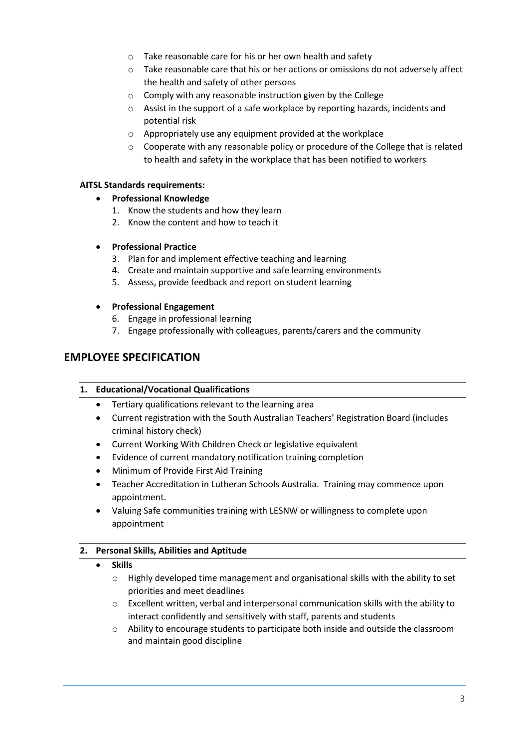- Take reasonable care for his or her own health and safety
  - Take reasonable care that his or her actions or omissions do not adversely affect the health and safety of other persons
  - Comply with any reasonable instruction given by the College
  - Assist in the support of a safe workplace by reporting hazards, incidents and potential risk
  - Appropriately use any equipment provided at the workplace
  - Cooperate with any reasonable policy or procedure of the College that is related to health and safety in the workplace that has been notified to workers

**AITSL Standards requirements:**

- **Professional Knowledge**
  1. Know the students and how they learn
  2. Know the content and how to teach it
- **Professional Practice**
  3. Plan for and implement effective teaching and learning
  4. Create and maintain supportive and safe learning environments
  5. Assess, provide feedback and report on student learning
- **Professional Engagement**
  6. Engage in professional learning
  7. Engage professionally with colleagues, parents/carers and the community

## EMPLOYEE SPECIFICATION

**1. Educational/Vocational Qualifications**

- Tertiary qualifications relevant to the learning area
- Current registration with the South Australian Teachers' Registration Board (includes criminal history check)
- Current Working With Children Check or legislative equivalent
- Evidence of current mandatory notification training completion
- Minimum of Provide First Aid Training
- Teacher Accreditation in Lutheran Schools Australia. Training may commence upon appointment.
- Valuing Safe communities training with LESNW or willingness to complete upon appointment

**2. Personal Skills, Abilities and Aptitude**

- **Skills**
  - Highly developed time management and organisational skills with the ability to set priorities and meet deadlines
  - Excellent written, verbal and interpersonal communication skills with the ability to interact confidently and sensitively with staff, parents and students
  - Ability to encourage students to participate both inside and outside the classroom and maintain good discipline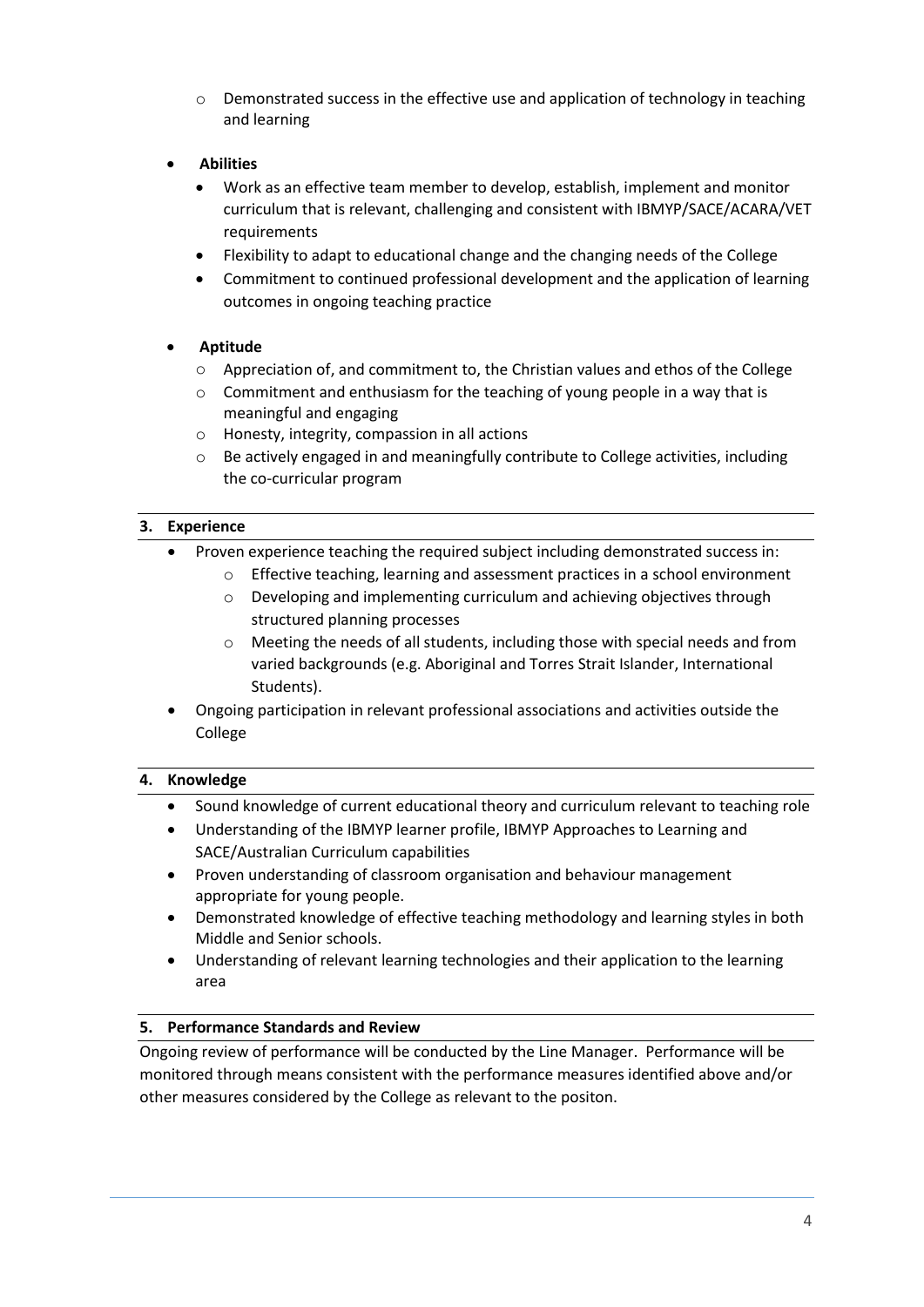- Demonstrated success in the effective use and application of technology in teaching and learning

- **Abilities**
  - Work as an effective team member to develop, establish, implement and monitor curriculum that is relevant, challenging and consistent with IBMYP/SACE/ACARA/VET requirements
  - Flexibility to adapt to educational change and the changing needs of the College
  - Commitment to continued professional development and the application of learning outcomes in ongoing teaching practice

- **Aptitude**
  - Appreciation of, and commitment to, the Christian values and ethos of the College
  - Commitment and enthusiasm for the teaching of young people in a way that is meaningful and engaging
  - Honesty, integrity, compassion in all actions
  - Be actively engaged in and meaningfully contribute to College activities, including the co-curricular program

## 3. Experience

- Proven experience teaching the required subject including demonstrated success in:
  - Effective teaching, learning and assessment practices in a school environment
  - Developing and implementing curriculum and achieving objectives through structured planning processes
  - Meeting the needs of all students, including those with special needs and from varied backgrounds (e.g. Aboriginal and Torres Strait Islander, International Students).
- Ongoing participation in relevant professional associations and activities outside the College

## 4. Knowledge

- Sound knowledge of current educational theory and curriculum relevant to teaching role
- Understanding of the IBMYP learner profile, IBMYP Approaches to Learning and SACE/Australian Curriculum capabilities
- Proven understanding of classroom organisation and behaviour management appropriate for young people.
- Demonstrated knowledge of effective teaching methodology and learning styles in both Middle and Senior schools.
- Understanding of relevant learning technologies and their application to the learning area

## 5. Performance Standards and Review

Ongoing review of performance will be conducted by the Line Manager. Performance will be monitored through means consistent with the performance measures identified above and/or other measures considered by the College as relevant to the positon.